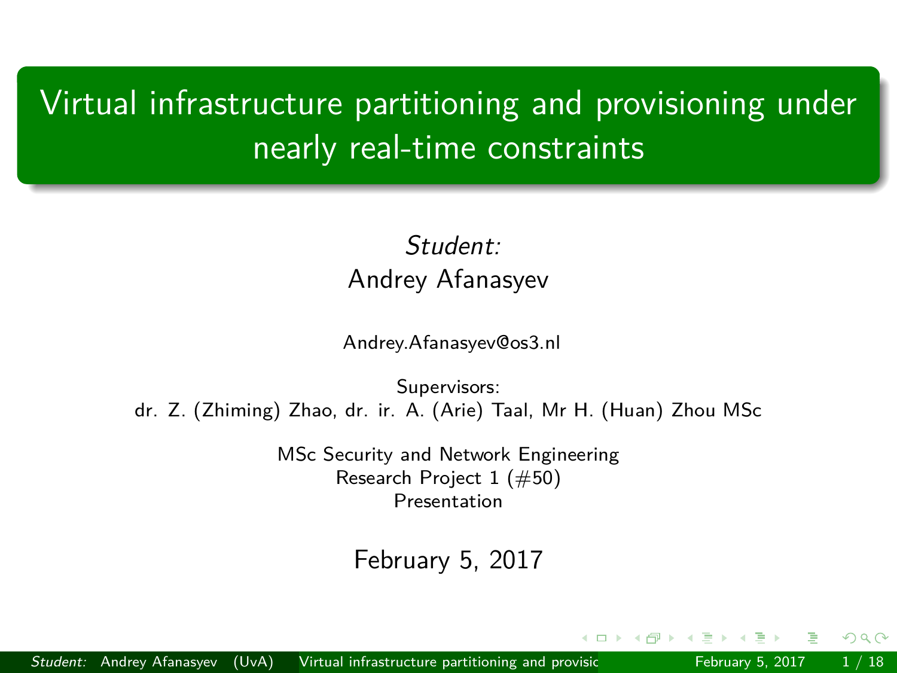# Virtual infrastructure partitioning and provisioning under nearly real-time constraints

*Student:*
Andrey Afanasyev

Andrey.Afanasyev@os3.nl

Supervisors:
dr. Z. (Zhiming) Zhao, dr. ir. A. (Arie) Taal, Mr H. (Huan) Zhou MSc

MSc Security and Network Engineering
Research Project 1 (#50)
Presentation

February 5, 2017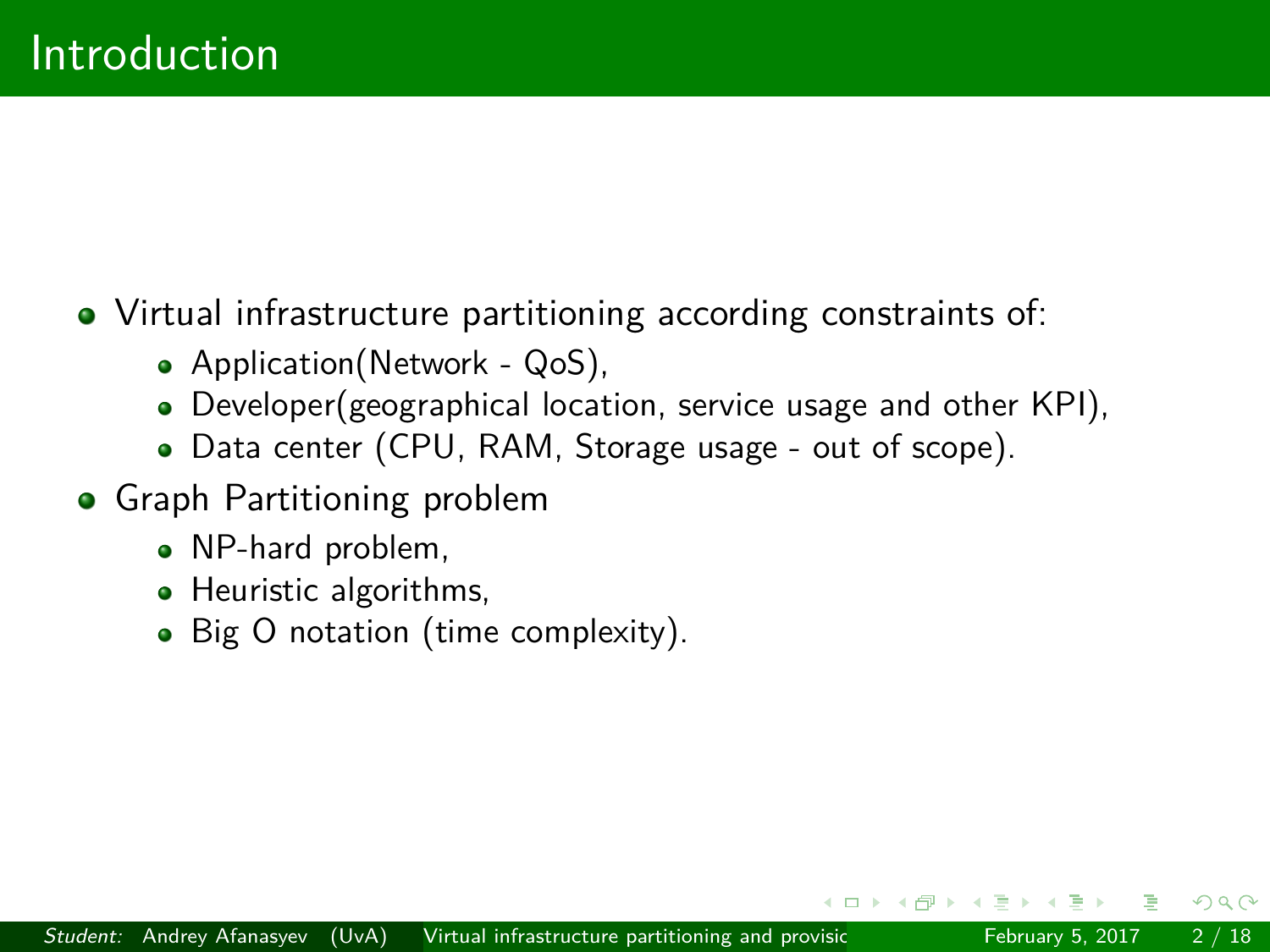# Introduction

- Virtual infrastructure partitioning according constraints of:
  - Application(Network - QoS),
  - Developer(geographical location, service usage and other KPI),
  - Data center (CPU, RAM, Storage usage - out of scope).
- Graph Partitioning problem
  - NP-hard problem,
  - Heuristic algorithms,
  - Big O notation (time complexity).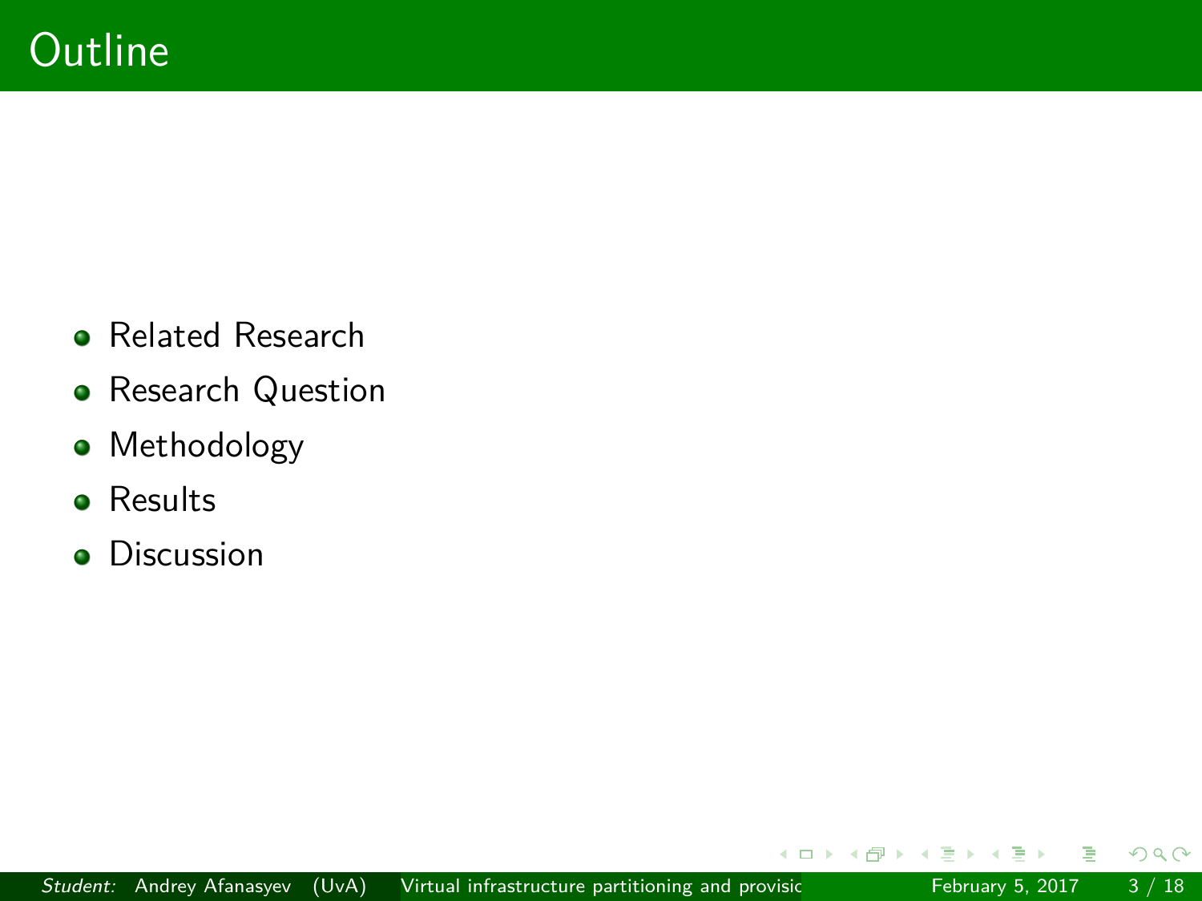# Outline

- Related Research
- Research Question
- Methodology
- Results
- Discussion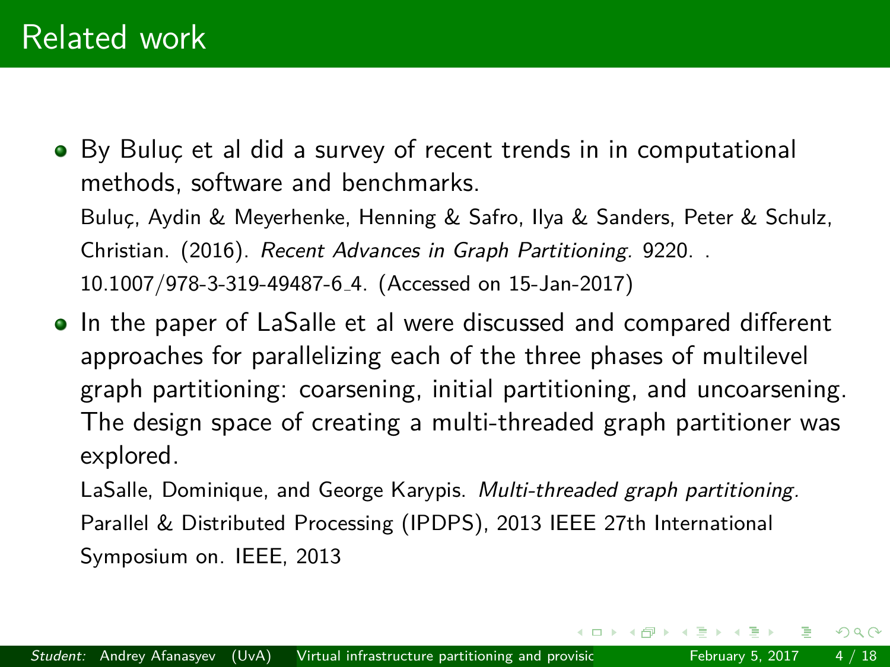# Related work

- By Buluç et al did a survey of recent trends in in computational methods, software and benchmarks.

  Buluç, Aydin & Meyerhenke, Henning & Safro, Ilya & Sanders, Peter & Schulz, Christian. (2016). *Recent Advances in Graph Partitioning.* 9220. . 10.1007/978-3-319-49487-6_4. (Accessed on 15-Jan-2017)

- In the paper of LaSalle et al were discussed and compared different approaches for parallelizing each of the three phases of multilevel graph partitioning: coarsening, initial partitioning, and uncoarsening. The design space of creating a multi-threaded graph partitioner was explored.

  LaSalle, Dominique, and George Karypis. *Multi-threaded graph partitioning.* Parallel & Distributed Processing (IPDPS), 2013 IEEE 27th International Symposium on. IEEE, 2013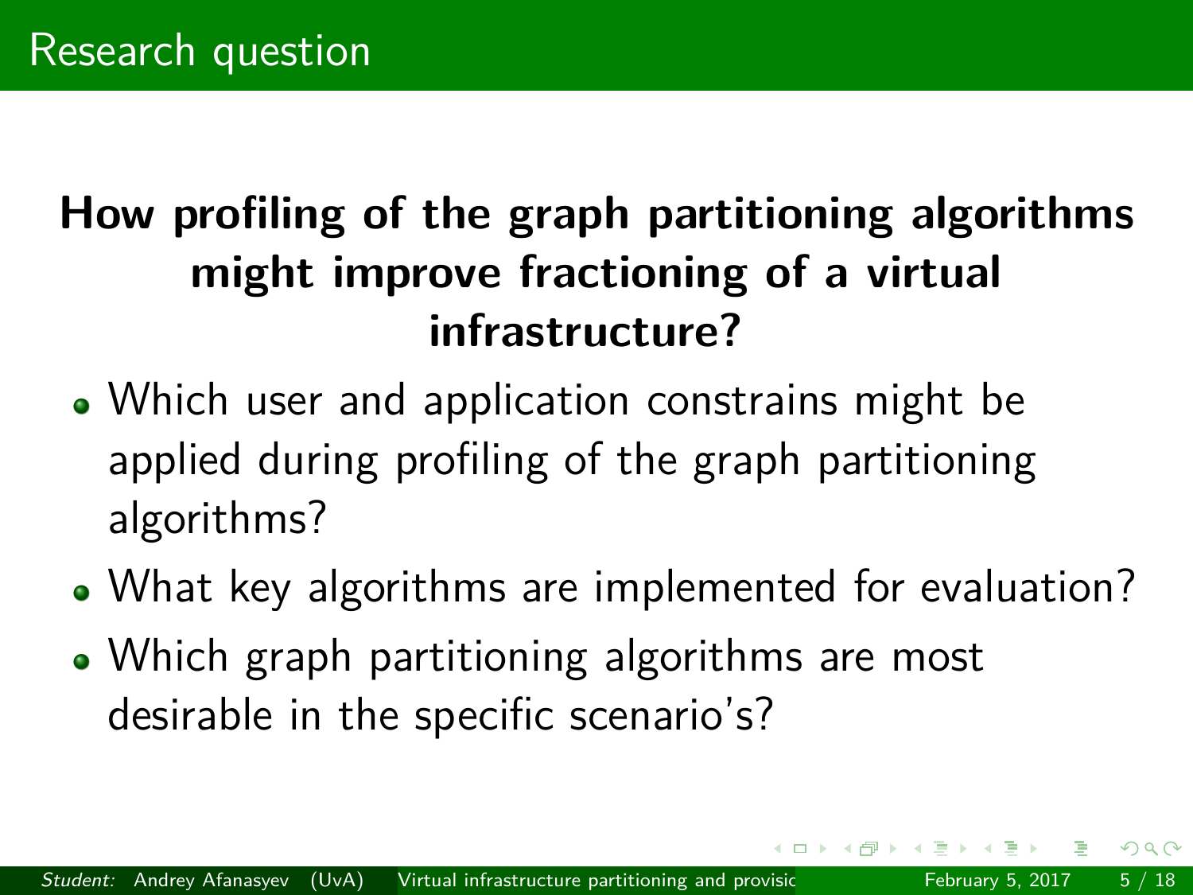# Research question

**How profiling of the graph partitioning algorithms might improve fractioning of a virtual infrastructure?**

- Which user and application constrains might be applied during profiling of the graph partitioning algorithms?
- What key algorithms are implemented for evaluation?
- Which graph partitioning algorithms are most desirable in the specific scenario's?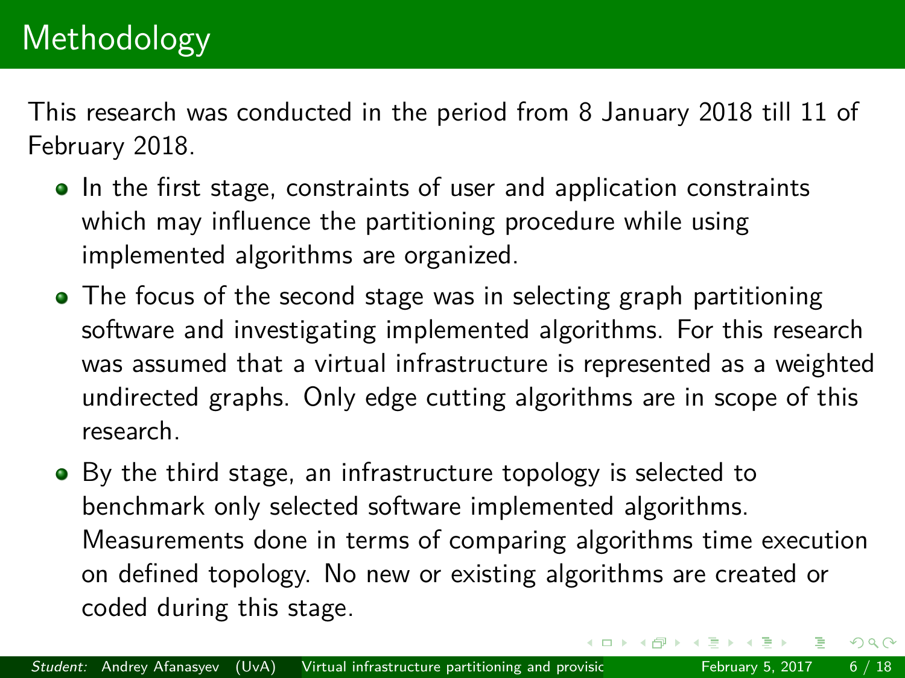# Methodology

This research was conducted in the period from 8 January 2018 till 11 of February 2018.

- In the first stage, constraints of user and application constraints which may influence the partitioning procedure while using implemented algorithms are organized.
- The focus of the second stage was in selecting graph partitioning software and investigating implemented algorithms. For this research was assumed that a virtual infrastructure is represented as a weighted undirected graphs. Only edge cutting algorithms are in scope of this research.
- By the third stage, an infrastructure topology is selected to benchmark only selected software implemented algorithms. Measurements done in terms of comparing algorithms time execution on defined topology. No new or existing algorithms are created or coded during this stage.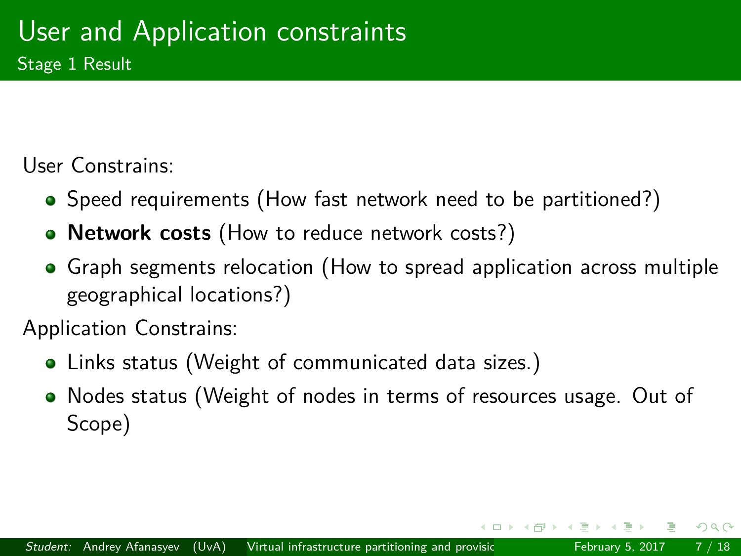# User and Application constraints

## Stage 1 Result

User Constrains:

- Speed requirements (How fast network need to be partitioned?)
- **Network costs** (How to reduce network costs?)
- Graph segments relocation (How to spread application across multiple geographical locations?)

Application Constrains:

- Links status (Weight of communicated data sizes.)
- Nodes status (Weight of nodes in terms of resources usage. Out of Scope)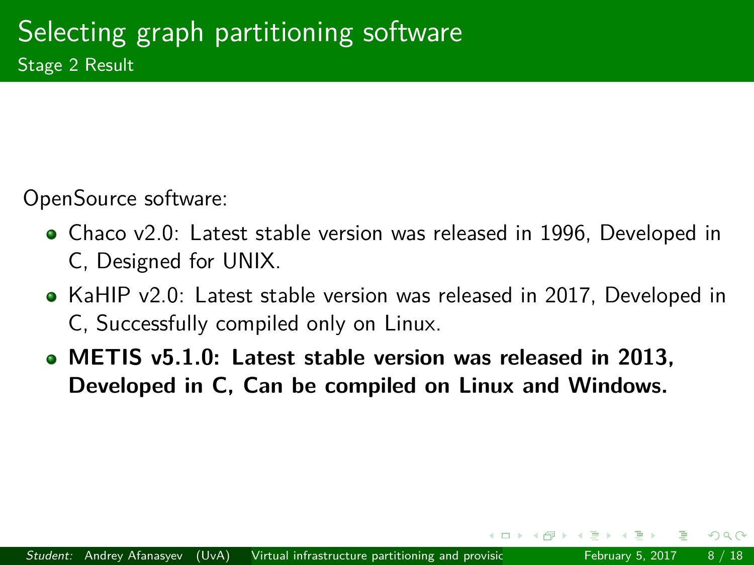# Selecting graph partitioning software

## Stage 2 Result

OpenSource software:

- Chaco v2.0: Latest stable version was released in 1996, Developed in C, Designed for UNIX.
- KaHIP v2.0: Latest stable version was released in 2017, Developed in C, Successfully compiled only on Linux.
- **METIS v5.1.0: Latest stable version was released in 2013, Developed in C, Can be compiled on Linux and Windows.**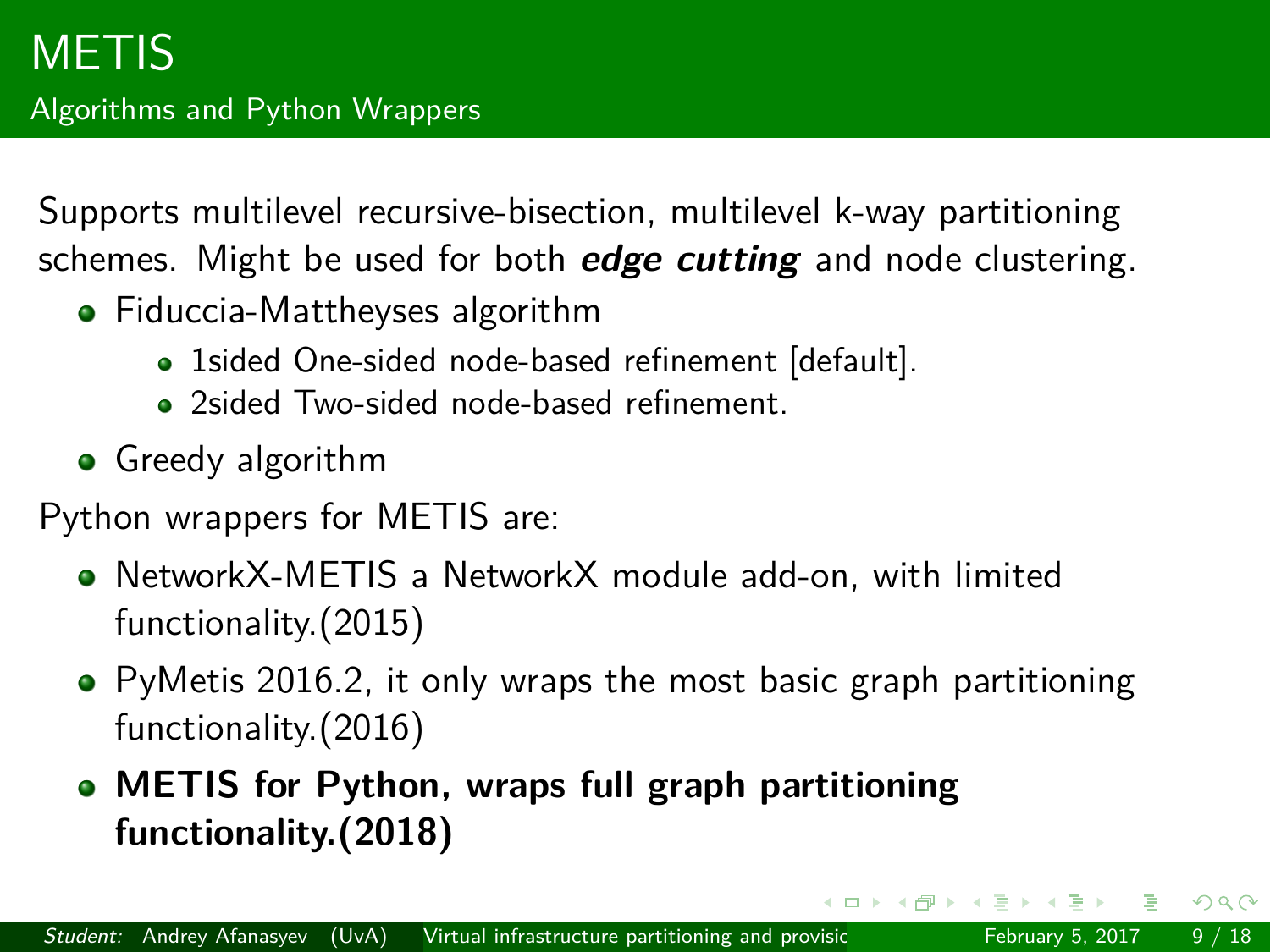# METIS

## Algorithms and Python Wrappers

Supports multilevel recursive-bisection, multilevel k-way partitioning schemes. Might be used for both ***edge cutting*** and node clustering.

- Fiduccia-Mattheyses algorithm
  - 1sided One-sided node-based refinement [default].
  - 2sided Two-sided node-based refinement.
- Greedy algorithm

Python wrappers for METIS are:

- NetworkX-METIS a NetworkX module add-on, with limited functionality.(2015)
- PyMetis 2016.2, it only wraps the most basic graph partitioning functionality.(2016)
- **METIS for Python, wraps full graph partitioning functionality.(2018)**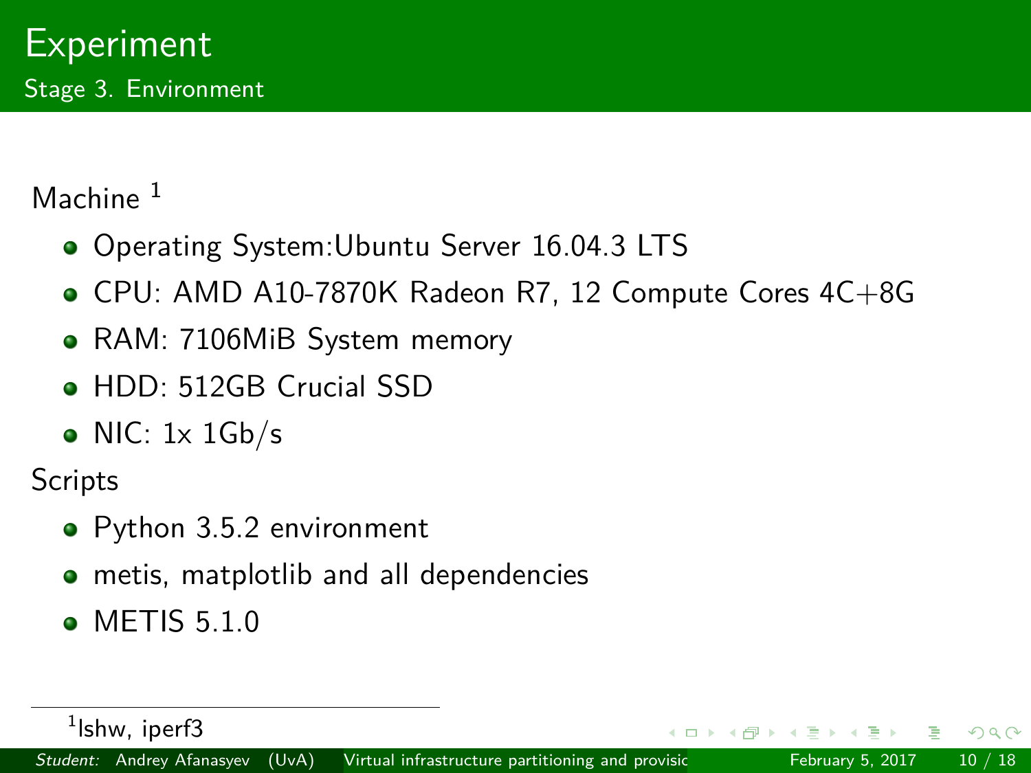# Experiment

## Stage 3. Environment

Machine [1]

- Operating System:Ubuntu Server 16.04.3 LTS
- CPU: AMD A10-7870K Radeon R7, 12 Compute Cores 4C+8G
- RAM: 7106MiB System memory
- HDD: 512GB Crucial SSD
- NIC: 1x 1Gb/s

Scripts

- Python 3.5.2 environment
- metis, matplotlib and all dependencies
- METIS 5.1.0

[1] lshw, iperf3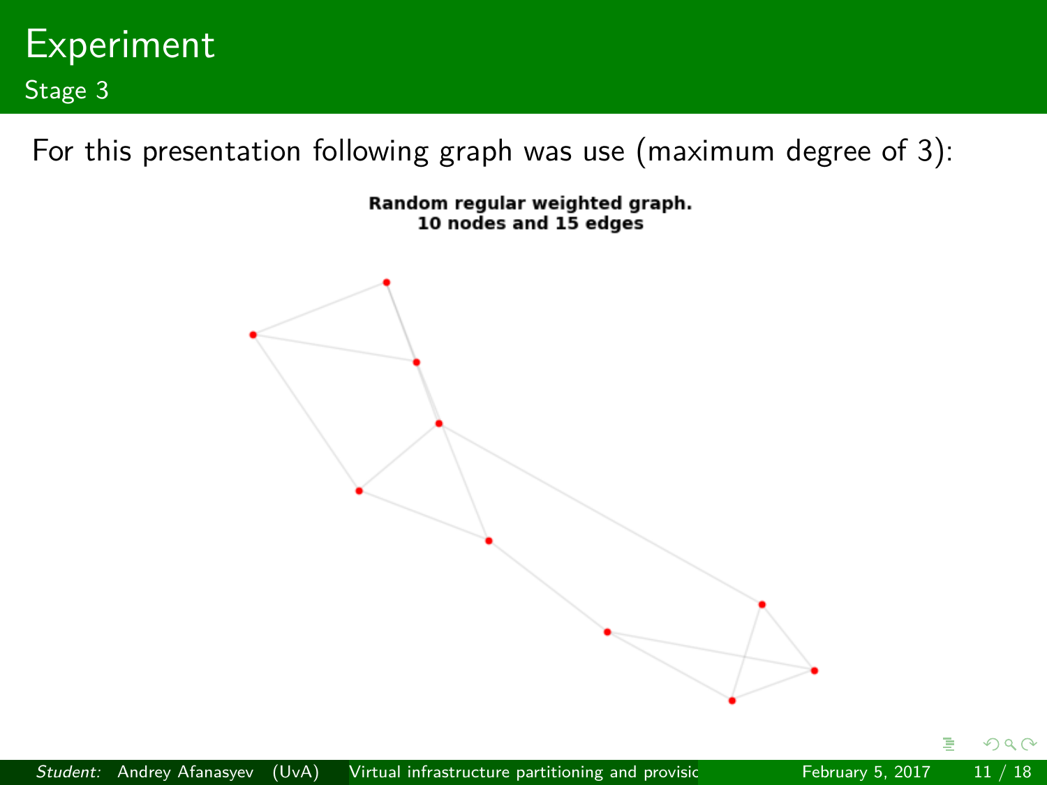# Experiment

## Stage 3

For this presentation following graph was use (maximum degree of 3):

**Random regular weighted graph.**
**10 nodes and 15 edges**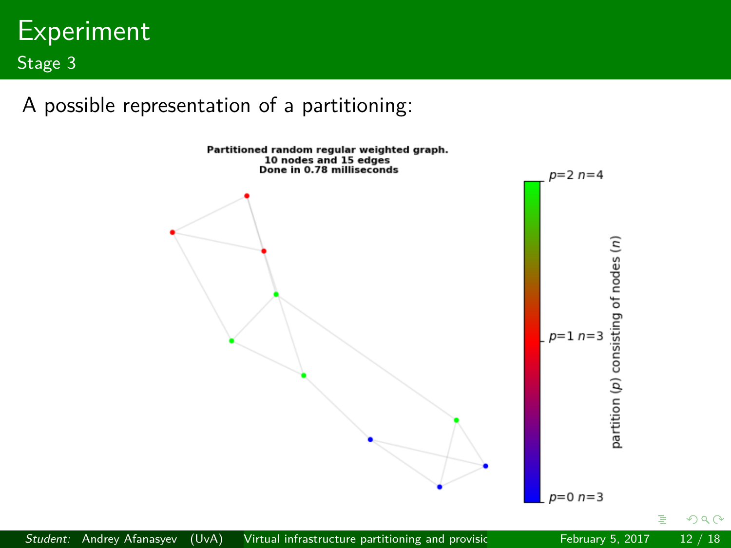# Experiment

## Stage 3

A possible representation of a partitioning:

**Partitioned random regular weighted graph.**
**10 nodes and 15 edges**
**Done in 0.78 milliseconds**

$p$=2 $n$=4

$p$=1 $n$=3

$p$=0 $n$=3

partition ($p$) consisting of nodes ($n$)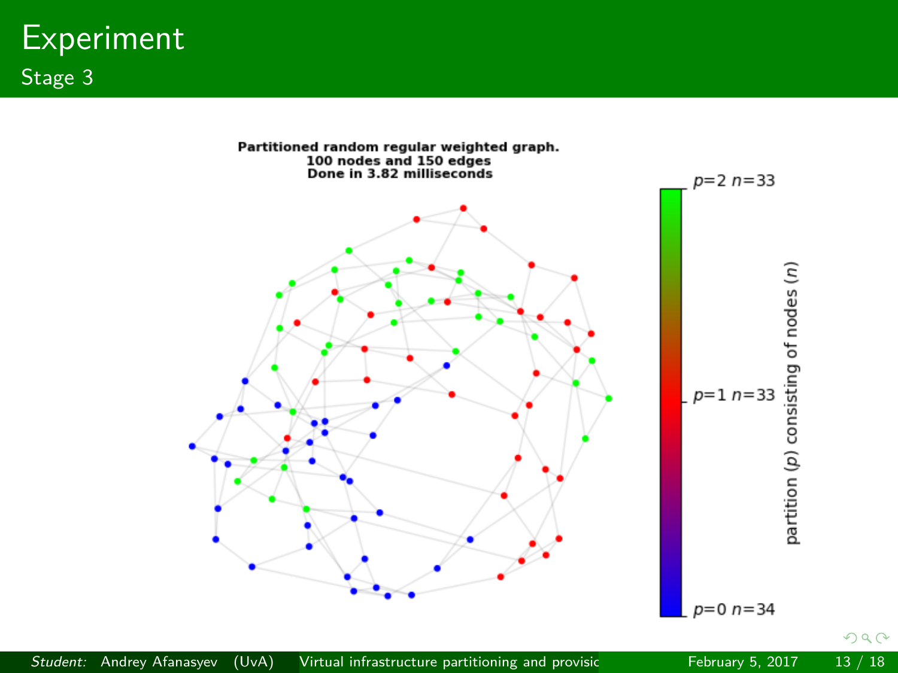# Experiment

## Stage 3

**Partitioned random regular weighted graph.**
**100 nodes and 150 edges**
**Done in 3.82 milliseconds**

$p$=2 $n$=33

$p$=1 $n$=33

$p$=0 $n$=34

partition ($p$) consisting of nodes ($n$)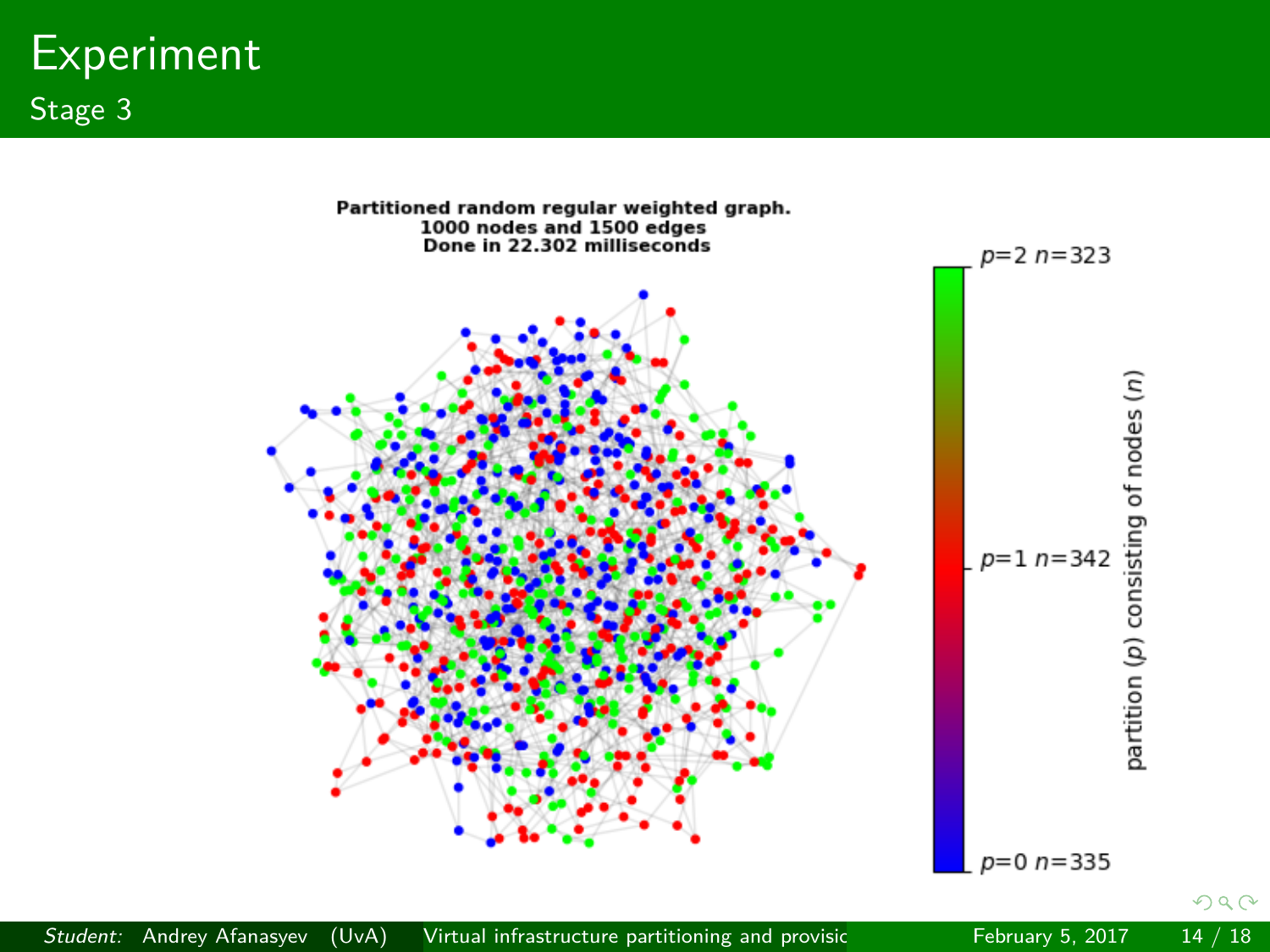# Experiment

## Stage 3

**Partitioned random regular weighted graph.**
**1000 nodes and 1500 edges**
**Done in 22.302 milliseconds**

partition ($p$) consisting of nodes ($n$)

- $p$=2 $n$=323
- $p$=1 $n$=342
- $p$=0 $n$=335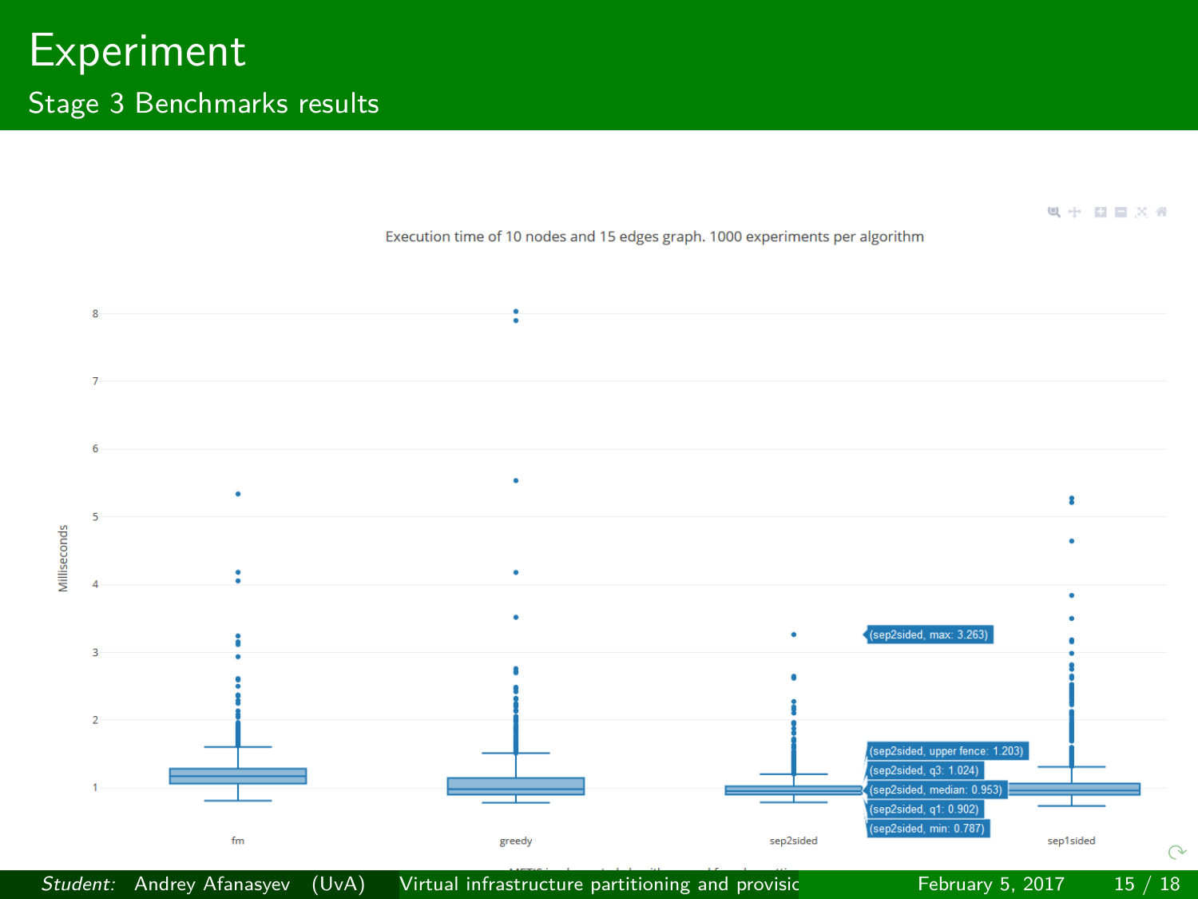# Experiment

## Stage 3 Benchmarks results

Execution time of 10 nodes and 15 edges graph. 1000 experiments per algorithm

Milliseconds

8
7
6
5
4
3
2
1

fm
greedy
sep2sided
sep1sided

(sep2sided, max: 3.263)
(sep2sided, upper fence: 1.203)
(sep2sided, q3: 1.024)
(sep2sided, median: 0.953)
(sep2sided, q1: 0.902)
(sep2sided, min: 0.787)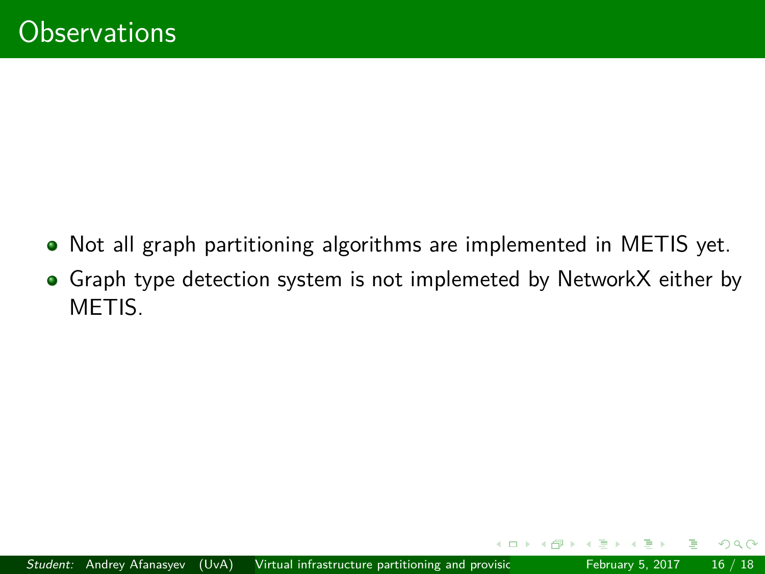# Observations

- Not all graph partitioning algorithms are implemented in METIS yet.
- Graph type detection system is not implemeted by NetworkX either by METIS.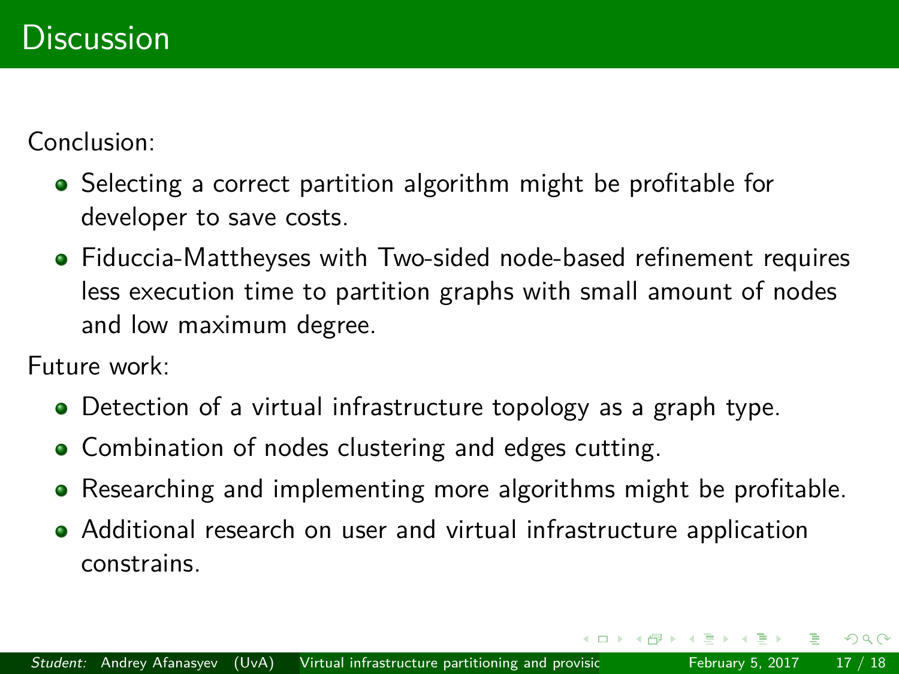# Discussion

Conclusion:

- Selecting a correct partition algorithm might be profitable for developer to save costs.
- Fiduccia-Mattheyses with Two-sided node-based refinement requires less execution time to partition graphs with small amount of nodes and low maximum degree.

Future work:

- Detection of a virtual infrastructure topology as a graph type.
- Combination of nodes clustering and edges cutting.
- Researching and implementing more algorithms might be profitable.
- Additional research on user and virtual infrastructure application constrains.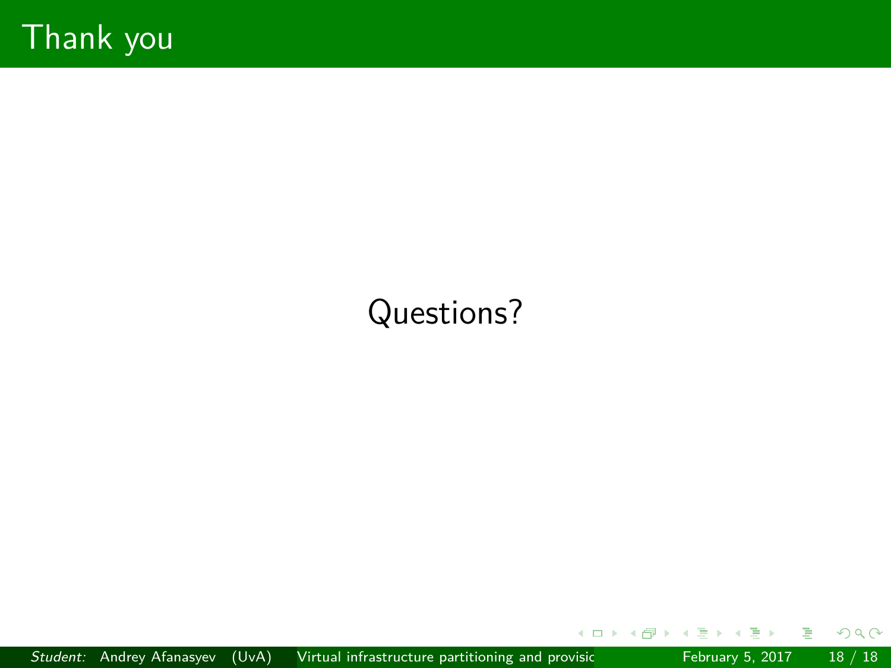# Thank you

Questions?